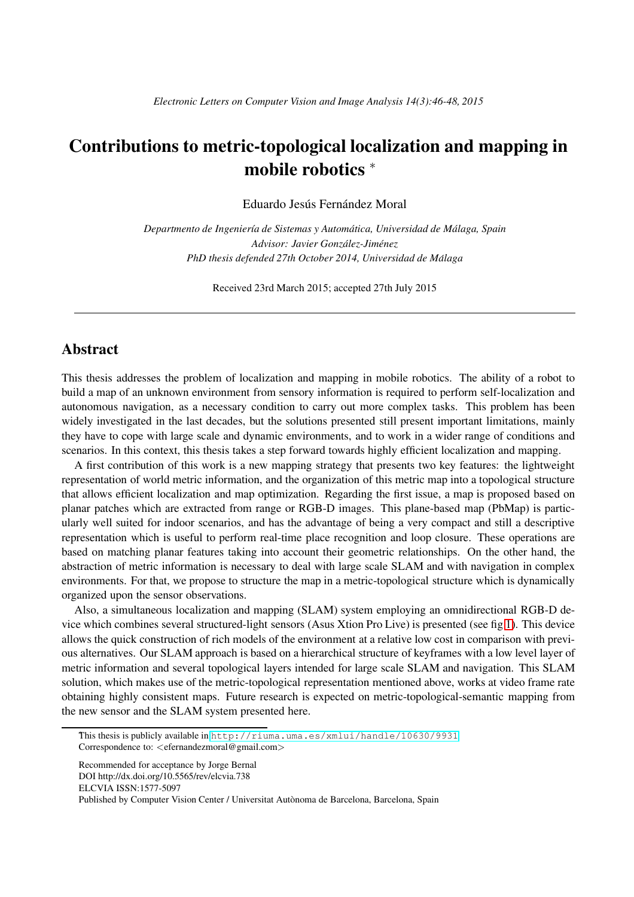# Contributions to metric-topological localization and mapping in mobile robotics *

Eduardo Jesús Fernández Moral

*Departmento de Ingeniería de Sistemas y Automática, Universidad de Málaga, Spain*
*Advisor: Javier González-Jiménez*
*PhD thesis defended 27th October 2014, Universidad de Málaga*

Received 23rd March 2015; accepted 27th July 2015

---

## Abstract

This thesis addresses the problem of localization and mapping in mobile robotics. The ability of a robot to build a map of an unknown environment from sensory information is required to perform self-localization and autonomous navigation, as a necessary condition to carry out more complex tasks. This problem has been widely investigated in the last decades, but the solutions presented still present important limitations, mainly they have to cope with large scale and dynamic environments, and to work in a wider range of conditions and scenarios. In this context, this thesis takes a step forward towards highly efficient localization and mapping.

A first contribution of this work is a new mapping strategy that presents two key features: the lightweight representation of world metric information, and the organization of this metric map into a topological structure that allows efficient localization and map optimization. Regarding the first issue, a map is proposed based on planar patches which are extracted from range or RGB-D images. This plane-based map (PbMap) is particularly well suited for indoor scenarios, and has the advantage of being a very compact and still a descriptive representation which is useful to perform real-time place recognition and loop closure. These operations are based on matching planar features taking into account their geometric relationships. On the other hand, the abstraction of metric information is necessary to deal with large scale SLAM and with navigation in complex environments. For that, we propose to structure the map in a metric-topological structure which is dynamically organized upon the sensor observations.

Also, a simultaneous localization and mapping (SLAM) system employing an omnidirectional RGB-D device which combines several structured-light sensors (Asus Xtion Pro Live) is presented (see fig 1). This device allows the quick construction of rich models of the environment at a relative low cost in comparison with previous alternatives. Our SLAM approach is based on a hierarchical structure of keyframes with a low level layer of metric information and several topological layers intended for large scale SLAM and navigation. This SLAM solution, which makes use of the metric-topological representation mentioned above, works at video frame rate obtaining highly consistent maps. Future research is expected on metric-topological-semantic mapping from the new sensor and the SLAM system presented here.

---

* This thesis is publicly available in http://riuma.uma.es/xmlui/handle/10630/9931
Correspondence to: <efernandezmoral@gmail.com>

Recommended for acceptance by Jorge Bernal
DOI http://dx.doi.org/10.5565/rev/elcvia.738
ELCVIA ISSN:1577-5097
Published by Computer Vision Center / Universitat Autònoma de Barcelona, Barcelona, Spain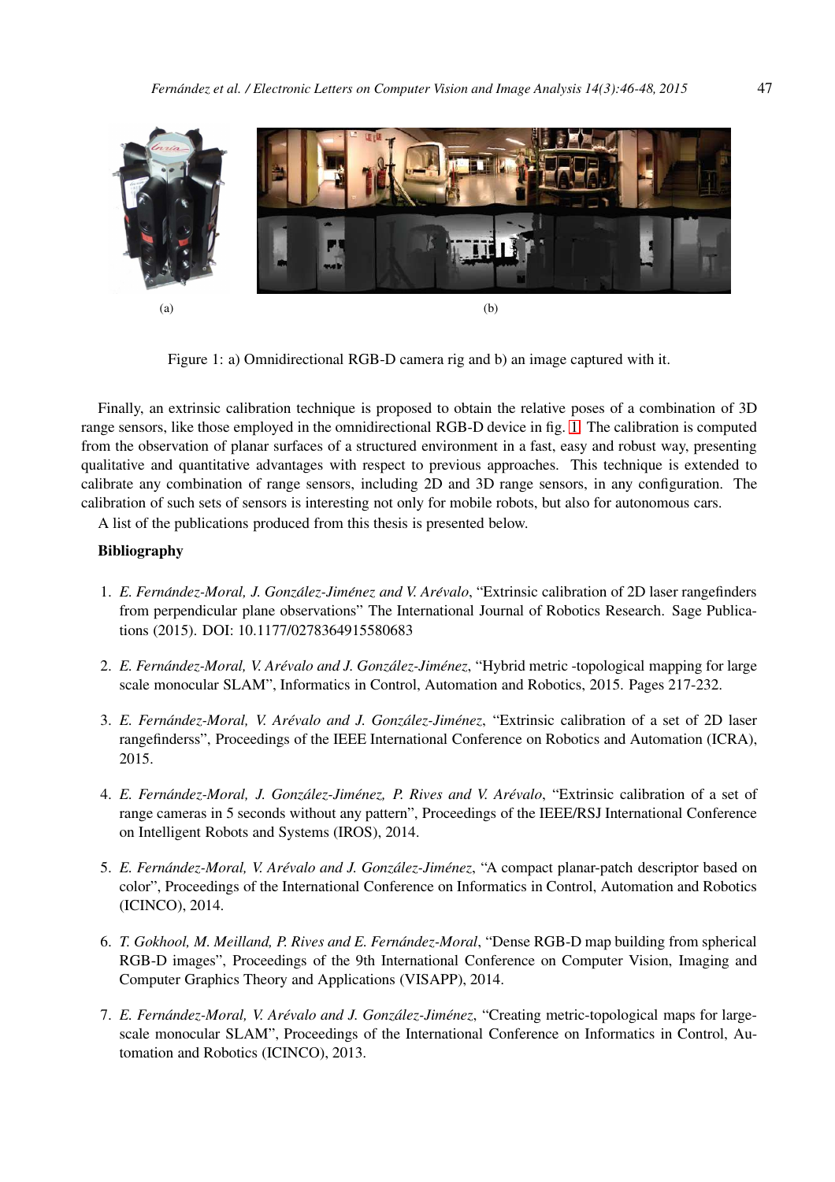(a)

(b)

Figure 1: a) Omnidirectional RGB-D camera rig and b) an image captured with it.

Finally, an extrinsic calibration technique is proposed to obtain the relative poses of a combination of 3D range sensors, like those employed in the omnidirectional RGB-D device in fig. 1. The calibration is computed from the observation of planar surfaces of a structured environment in a fast, easy and robust way, presenting qualitative and quantitative advantages with respect to previous approaches. This technique is extended to calibrate any combination of range sensors, including 2D and 3D range sensors, in any configuration. The calibration of such sets of sensors is interesting not only for mobile robots, but also for autonomous cars.

A list of the publications produced from this thesis is presented below.

**Bibliography**

1. *E. Fernández-Moral, J. González-Jiménez and V. Arévalo*, "Extrinsic calibration of 2D laser rangefinders from perpendicular plane observations" The International Journal of Robotics Research. Sage Publications (2015). DOI: 10.1177/0278364915580683

2. *E. Fernández-Moral, V. Arévalo and J. González-Jiménez*, "Hybrid metric -topological mapping for large scale monocular SLAM", Informatics in Control, Automation and Robotics, 2015. Pages 217-232.

3. *E. Fernández-Moral, V. Arévalo and J. González-Jiménez*, "Extrinsic calibration of a set of 2D laser rangefinderss", Proceedings of the IEEE International Conference on Robotics and Automation (ICRA), 2015.

4. *E. Fernández-Moral, J. González-Jiménez, P. Rives and V. Arévalo*, "Extrinsic calibration of a set of range cameras in 5 seconds without any pattern", Proceedings of the IEEE/RSJ International Conference on Intelligent Robots and Systems (IROS), 2014.

5. *E. Fernández-Moral, V. Arévalo and J. González-Jiménez*, "A compact planar-patch descriptor based on color", Proceedings of the International Conference on Informatics in Control, Automation and Robotics (ICINCO), 2014.

6. *T. Gokhool, M. Meilland, P. Rives and E. Fernández-Moral*, "Dense RGB-D map building from spherical RGB-D images", Proceedings of the 9th International Conference on Computer Vision, Imaging and Computer Graphics Theory and Applications (VISAPP), 2014.

7. *E. Fernández-Moral, V. Arévalo and J. González-Jiménez*, "Creating metric-topological maps for large-scale monocular SLAM", Proceedings of the International Conference on Informatics in Control, Automation and Robotics (ICINCO), 2013.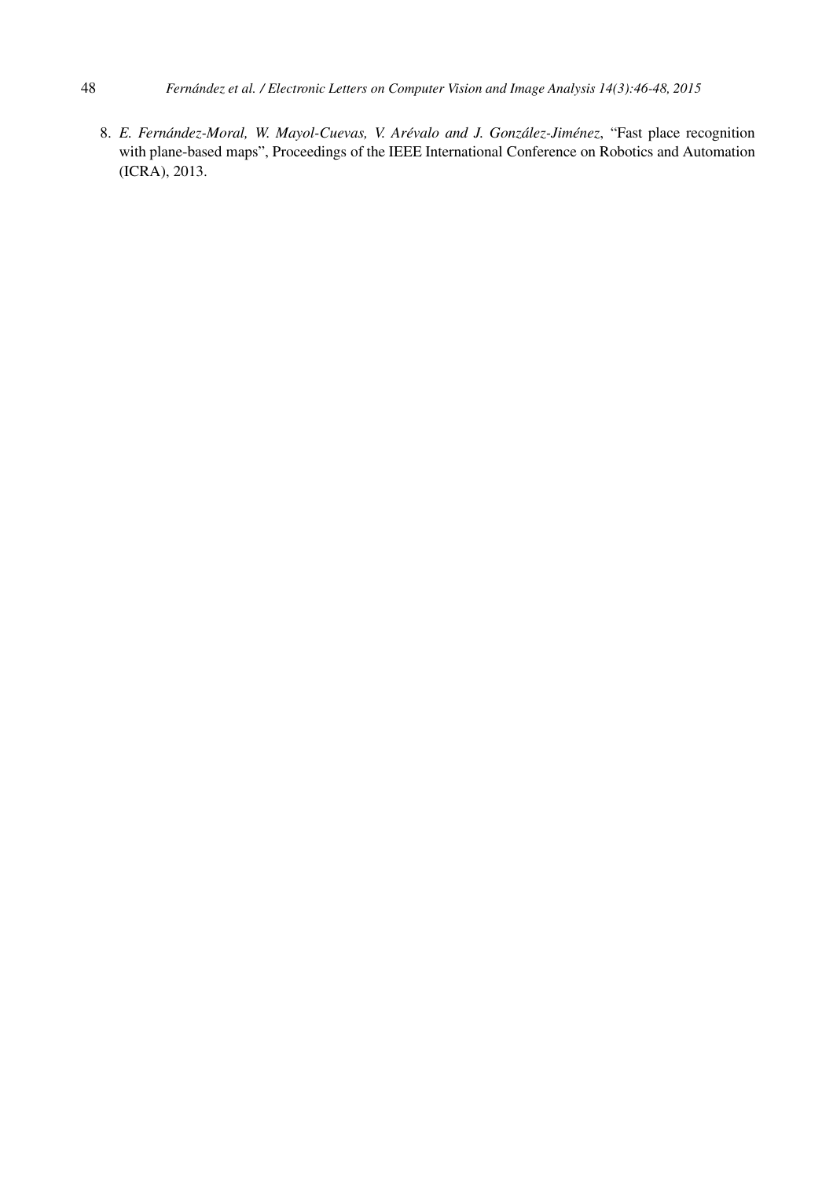8. *E. Fernández-Moral, W. Mayol-Cuevas, V. Arévalo and J. González-Jiménez*, "Fast place recognition with plane-based maps", Proceedings of the IEEE International Conference on Robotics and Automation (ICRA), 2013.